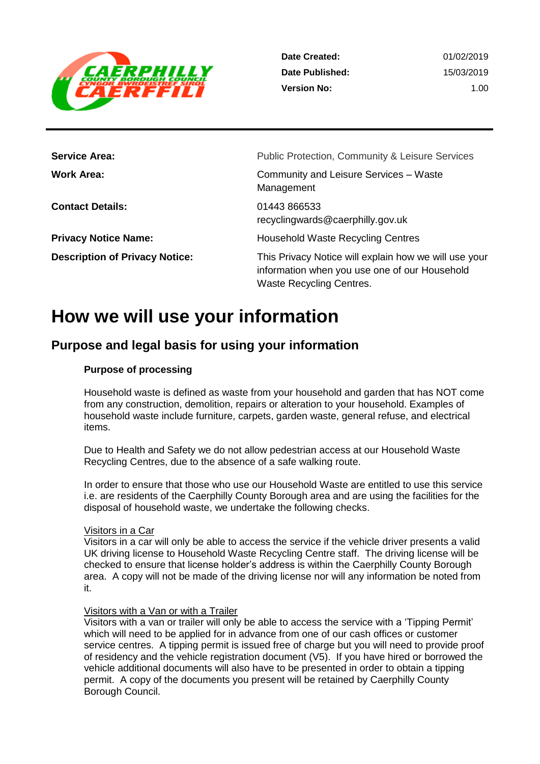| | |
|---|---|
| **Date Created:** | 01/02/2019 |
| **Date Published:** | 15/03/2019 |
| **Version No:** | 1.00 |

| | |
|---|---|
| **Service Area:** | Public Protection, Community & Leisure Services |
| **Work Area:** | Community and Leisure Services – Waste Management |
| **Contact Details:** | 01443 866533<br>recyclingwards@caerphilly.gov.uk |
| **Privacy Notice Name:** | Household Waste Recycling Centres |
| **Description of Privacy Notice:** | This Privacy Notice will explain how we will use your information when you use one of our Household Waste Recycling Centres. |

# How we will use your information

## Purpose and legal basis for using your information

### Purpose of processing

Household waste is defined as waste from your household and garden that has NOT come from any construction, demolition, repairs or alteration to your household. Examples of household waste include furniture, carpets, garden waste, general refuse, and electrical items.

Due to Health and Safety we do not allow pedestrian access at our Household Waste Recycling Centres, due to the absence of a safe walking route.

In order to ensure that those who use our Household Waste are entitled to use this service i.e. are residents of the Caerphilly County Borough area and are using the facilities for the disposal of household waste, we undertake the following checks.

Visitors in a Car

Visitors in a car will only be able to access the service if the vehicle driver presents a valid UK driving license to Household Waste Recycling Centre staff. The driving license will be checked to ensure that license holder's address is within the Caerphilly County Borough area. A copy will not be made of the driving license nor will any information be noted from it.

Visitors with a Van or with a Trailer

Visitors with a van or trailer will only be able to access the service with a 'Tipping Permit' which will need to be applied for in advance from one of our cash offices or customer service centres. A tipping permit is issued free of charge but you will need to provide proof of residency and the vehicle registration document (V5). If you have hired or borrowed the vehicle additional documents will also have to be presented in order to obtain a tipping permit. A copy of the documents you present will be retained by Caerphilly County Borough Council.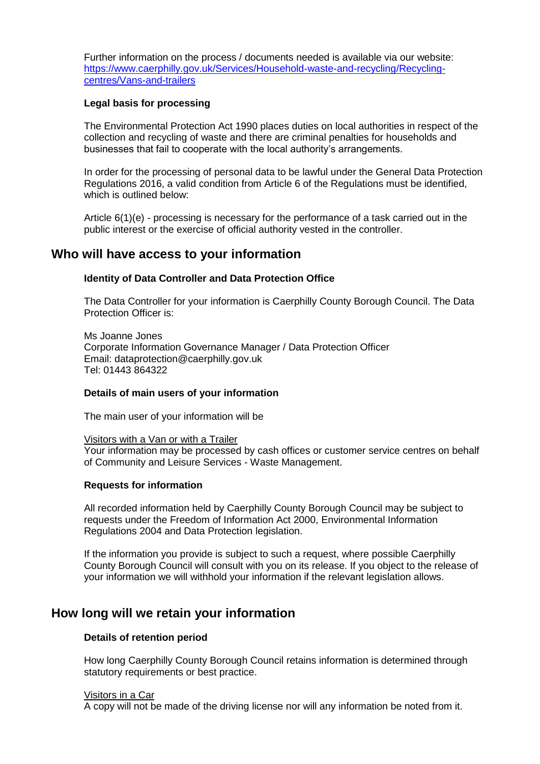Further information on the process / documents needed is available via our website: [https://www.caerphilly.gov.uk/Services/Household-waste-and-recycling/Recycling-centres/Vans-and-trailers](https://www.caerphilly.gov.uk/Services/Household-waste-and-recycling/Recycling-centres/Vans-and-trailers)

**Legal basis for processing**

The Environmental Protection Act 1990 places duties on local authorities in respect of the collection and recycling of waste and there are criminal penalties for households and businesses that fail to cooperate with the local authority's arrangements.

In order for the processing of personal data to be lawful under the General Data Protection Regulations 2016, a valid condition from Article 6 of the Regulations must be identified, which is outlined below:

Article 6(1)(e) - processing is necessary for the performance of a task carried out in the public interest or the exercise of official authority vested in the controller.

## Who will have access to your information

**Identity of Data Controller and Data Protection Office**

The Data Controller for your information is Caerphilly County Borough Council. The Data Protection Officer is:

Ms Joanne Jones
Corporate Information Governance Manager / Data Protection Officer
Email: dataprotection@caerphilly.gov.uk
Tel: 01443 864322

**Details of main users of your information**

The main user of your information will be

<u>Visitors with a Van or with a Trailer</u>
Your information may be processed by cash offices or customer service centres on behalf of Community and Leisure Services - Waste Management.

**Requests for information**

All recorded information held by Caerphilly County Borough Council may be subject to requests under the Freedom of Information Act 2000, Environmental Information Regulations 2004 and Data Protection legislation.

If the information you provide is subject to such a request, where possible Caerphilly County Borough Council will consult with you on its release. If you object to the release of your information we will withhold your information if the relevant legislation allows.

## How long will we retain your information

**Details of retention period**

How long Caerphilly County Borough Council retains information is determined through statutory requirements or best practice.

<u>Visitors in a Car</u>
A copy will not be made of the driving license nor will any information be noted from it.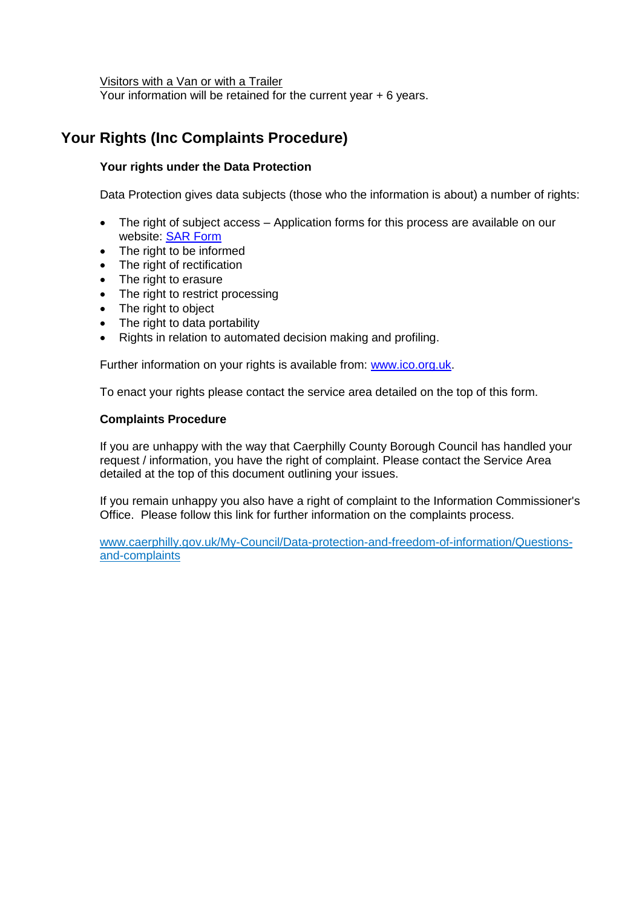Visitors with a Van or with a Trailer

Your information will be retained for the current year + 6 years.

## Your Rights (Inc Complaints Procedure)

**Your rights under the Data Protection**

Data Protection gives data subjects (those who the information is about) a number of rights:

- The right of subject access – Application forms for this process are available on our website: [SAR Form]
- The right to be informed
- The right of rectification
- The right to erasure
- The right to restrict processing
- The right to object
- The right to data portability
- Rights in relation to automated decision making and profiling.

Further information on your rights is available from: www.ico.org.uk.

To enact your rights please contact the service area detailed on the top of this form.

**Complaints Procedure**

If you are unhappy with the way that Caerphilly County Borough Council has handled your request / information, you have the right of complaint. Please contact the Service Area detailed at the top of this document outlining your issues.

If you remain unhappy you also have a right of complaint to the Information Commissioner's Office. Please follow this link for further information on the complaints process.

www.caerphilly.gov.uk/My-Council/Data-protection-and-freedom-of-information/Questions-and-complaints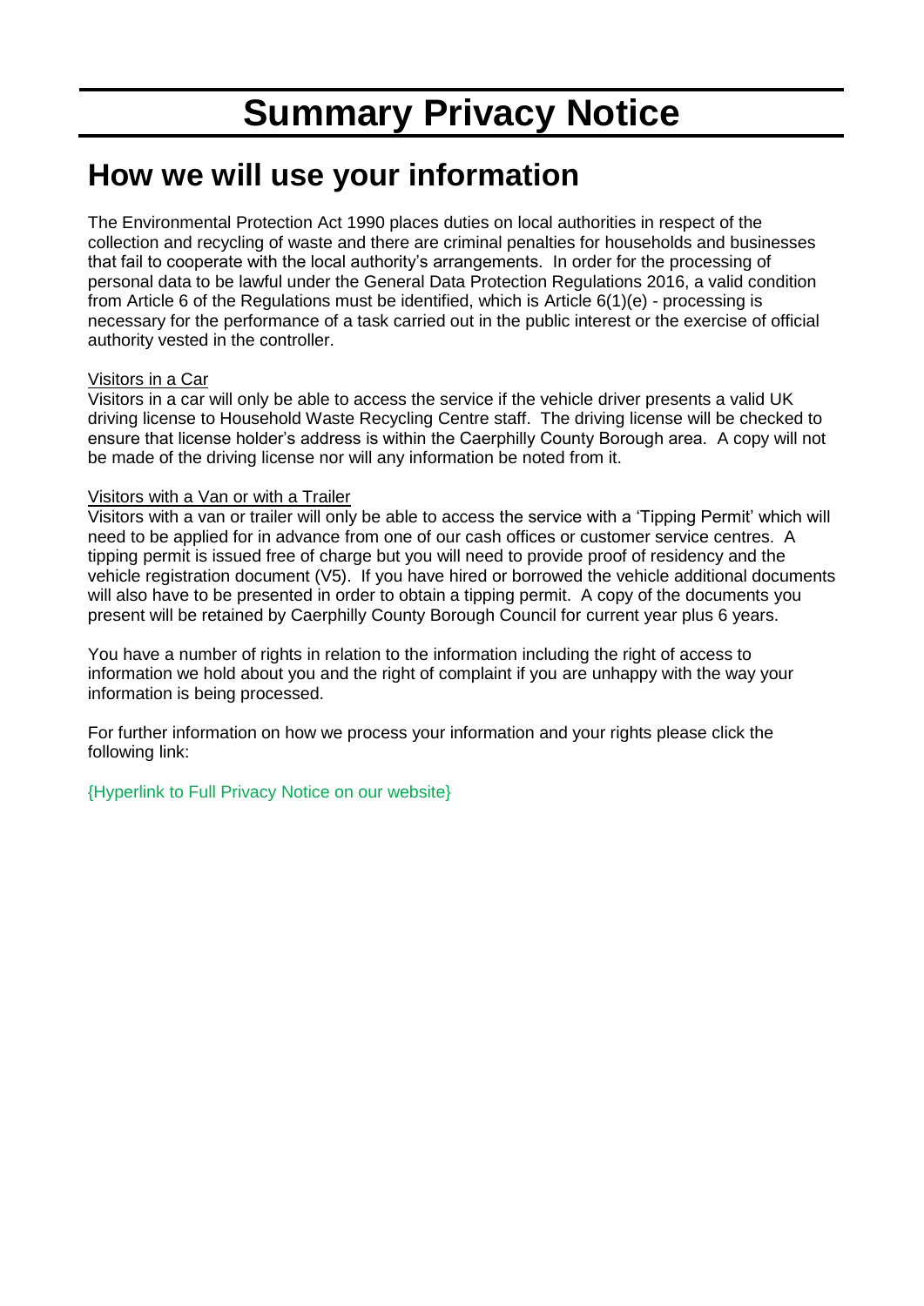# Summary Privacy Notice

## How we will use your information

The Environmental Protection Act 1990 places duties on local authorities in respect of the collection and recycling of waste and there are criminal penalties for households and businesses that fail to cooperate with the local authority's arrangements. In order for the processing of personal data to be lawful under the General Data Protection Regulations 2016, a valid condition from Article 6 of the Regulations must be identified, which is Article 6(1)(e) - processing is necessary for the performance of a task carried out in the public interest or the exercise of official authority vested in the controller.

Visitors in a Car

Visitors in a car will only be able to access the service if the vehicle driver presents a valid UK driving license to Household Waste Recycling Centre staff. The driving license will be checked to ensure that license holder's address is within the Caerphilly County Borough area. A copy will not be made of the driving license nor will any information be noted from it.

Visitors with a Van or with a Trailer

Visitors with a van or trailer will only be able to access the service with a 'Tipping Permit' which will need to be applied for in advance from one of our cash offices or customer service centres. A tipping permit is issued free of charge but you will need to provide proof of residency and the vehicle registration document (V5). If you have hired or borrowed the vehicle additional documents will also have to be presented in order to obtain a tipping permit. A copy of the documents you present will be retained by Caerphilly County Borough Council for current year plus 6 years.

You have a number of rights in relation to the information including the right of access to information we hold about you and the right of complaint if you are unhappy with the way your information is being processed.

For further information on how we process your information and your rights please click the following link:

{Hyperlink to Full Privacy Notice on our website}